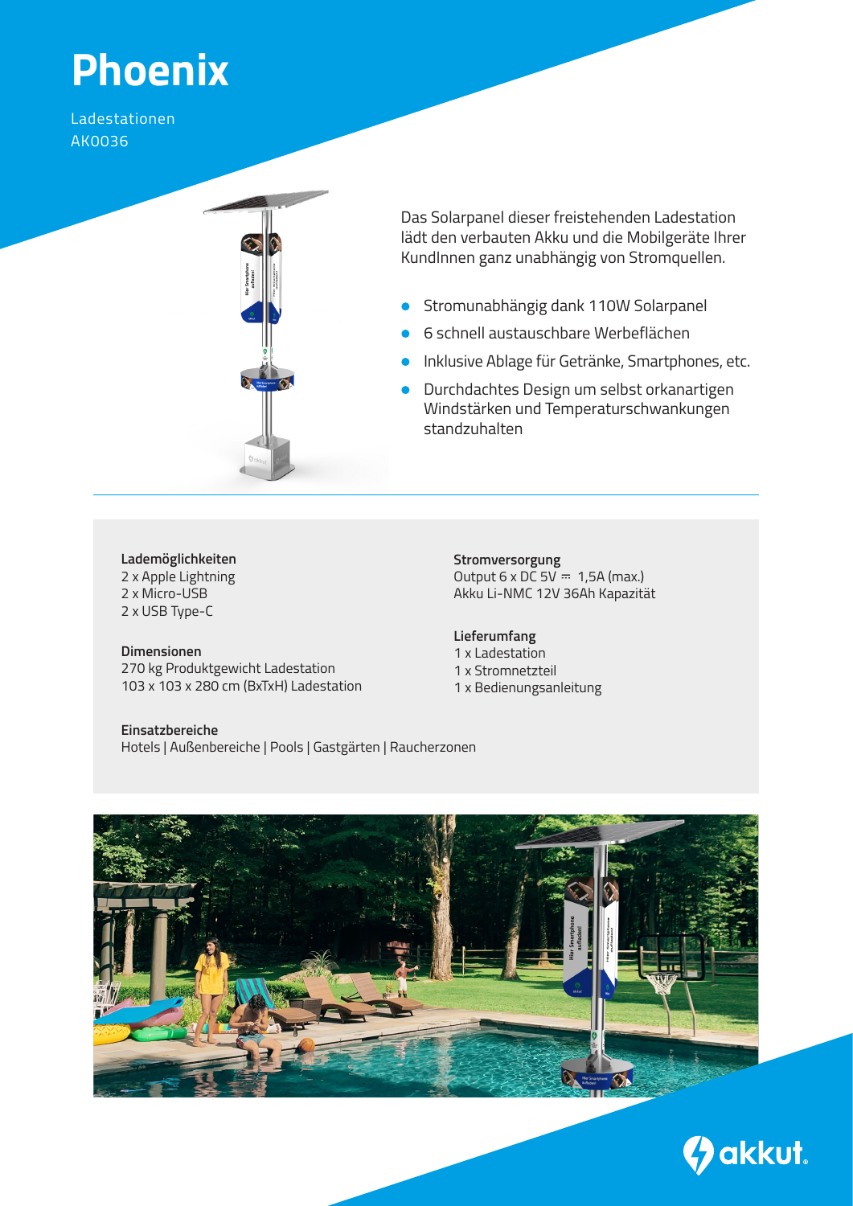# Phoenix

Ladestationen
AK0036

Das Solarpanel dieser freistehenden Ladestation lädt den verbauten Akku und die Mobilgeräte Ihrer KundInnen ganz unabhängig von Stromquellen.

- Stromunabhängig dank 110W Solarpanel
- 6 schnell austauschbare Werbeflächen
- Inklusive Ablage für Getränke, Smartphones, etc.
- Durchdachtes Design um selbst orkanartigen Windstärken und Temperaturschwankungen standzuhalten

**Lademöglichkeiten**
2 x Apple Lightning
2 x Micro-USB
2 x USB Type-C

**Dimensionen**
270 kg Produktgewicht Ladestation
103 x 103 x 280 cm (BxTxH) Ladestation

**Stromversorgung**
Output 6 x DC 5V ⎓ 1,5A (max.)
Akku Li-NMC 12V 36Ah Kapazität

**Lieferumfang**
1 x Ladestation
1 x Stromnetzteil
1 x Bedienungsanleitung

**Einsatzbereiche**
Hotels | Außenbereiche | Pools | Gastgärten | Raucherzonen

akkut.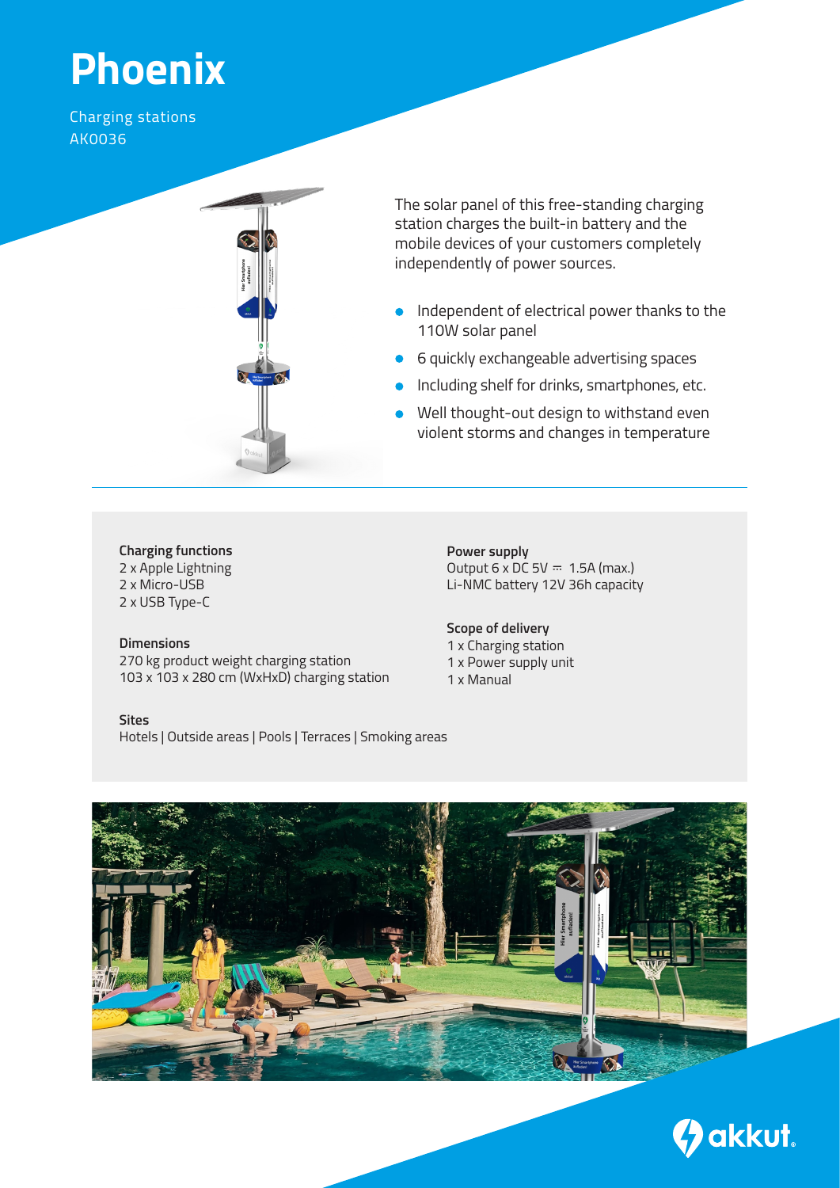# Phoenix

Charging stations
AK0036

The solar panel of this free-standing charging station charges the built-in battery and the mobile devices of your customers completely independently of power sources.

- Independent of electrical power thanks to the 110W solar panel
- 6 quickly exchangeable advertising spaces
- Including shelf for drinks, smartphones, etc.
- Well thought-out design to withstand even violent storms and changes in temperature

**Charging functions**
2 x Apple Lightning
2 x Micro-USB
2 x USB Type-C

**Dimensions**
270 kg product weight charging station
103 x 103 x 280 cm (WxHxD) charging station

**Power supply**
Output 6 x DC 5V ⎓ 1.5A (max.)
Li-NMC battery 12V 36h capacity

**Scope of delivery**
1 x Charging station
1 x Power supply unit
1 x Manual

**Sites**
Hotels | Outside areas | Pools | Terraces | Smoking areas

akkut.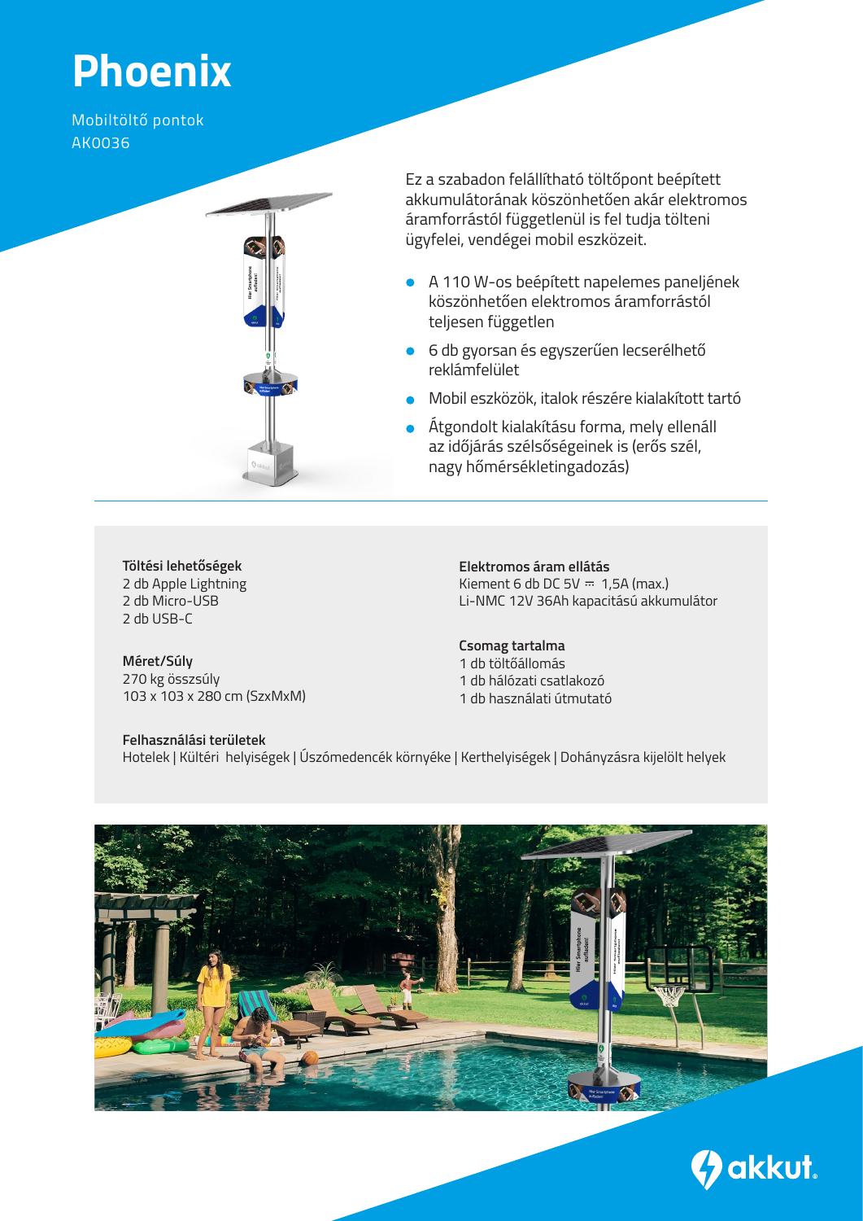# Phoenix

Mobiltöltő pontok
AK0036

Ez a szabadon felállítható töltőpont beépített akkumulátorának köszönhetően akár elektromos áramforrástól függetlenül is fel tudja tölteni ügyfelei, vendégei mobil eszközeit.

- A 110 W-os beépített napelemes paneljének köszönhetően elektromos áramforrástól teljesen független
- 6 db gyorsan és egyszerűen lecserélhető reklámfelület
- Mobil eszközök, italok részére kialakított tartó
- Átgondolt kialakítású forma, mely ellenáll az időjárás szélsőségeinek is (erős szél, nagy hőmérsékletingadozás)

**Töltési lehetőségek**
2 db Apple Lightning
2 db Micro-USB
2 db USB-C

**Méret/Súly**
270 kg összsúly
103 x 103 x 280 cm (SzxMxM)

**Elektromos áram ellátás**
Kiement 6 db DC 5V ⎓ 1,5A (max.)
Li-NMC 12V 36Ah kapacitású akkumulátor

**Csomag tartalma**
1 db töltőállomás
1 db hálózati csatlakozó
1 db használati útmutató

**Felhasználási területek**
Hotelek | Kültéri helyiségek | Úszómedencék környéke | Kerthelyiségek | Dohányzásra kijelölt helyek

akkut.